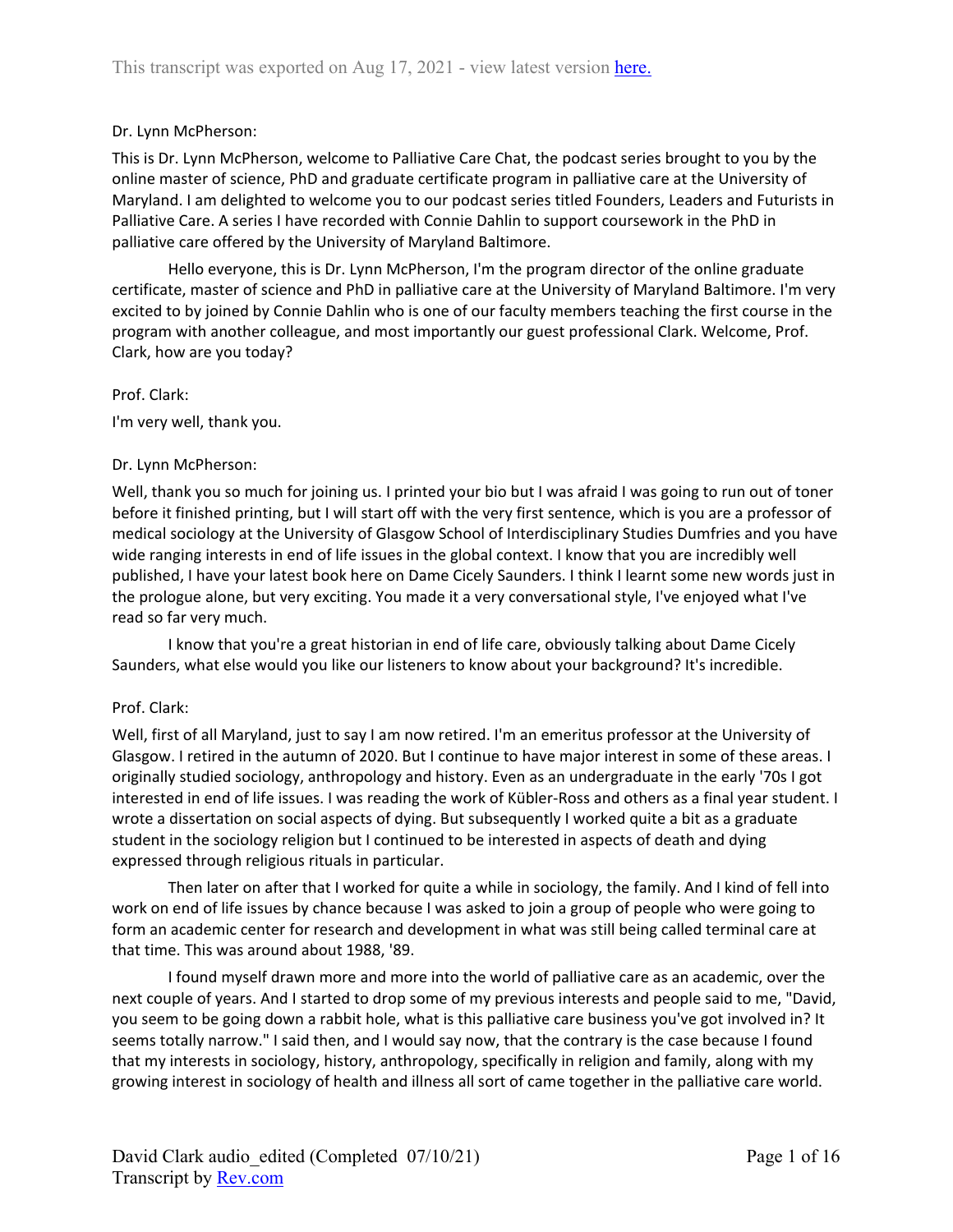This transcript was exported on Aug 17, 2021 - view latest version here.

Dr. Lynn McPherson:

This is Dr. Lynn McPherson, welcome to Palliative Care Chat, the podcast series brought to you by the online master of science, PhD and graduate certificate program in palliative care at the University of Maryland. I am delighted to welcome you to our podcast series titled Founders, Leaders and Futurists in Palliative Care. A series I have recorded with Connie Dahlin to support coursework in the PhD in palliative care offered by the University of Maryland Baltimore.

Hello everyone, this is Dr. Lynn McPherson, I'm the program director of the online graduate certificate, master of science and PhD in palliative care at the University of Maryland Baltimore. I'm very excited to by joined by Connie Dahlin who is one of our faculty members teaching the first course in the program with another colleague, and most importantly our guest professional Clark. Welcome, Prof. Clark, how are you today?

Prof. Clark:

I'm very well, thank you.

Dr. Lynn McPherson:

Well, thank you so much for joining us. I printed your bio but I was afraid I was going to run out of toner before it finished printing, but I will start off with the very first sentence, which is you are a professor of medical sociology at the University of Glasgow School of Interdisciplinary Studies Dumfries and you have wide ranging interests in end of life issues in the global context. I know that you are incredibly well published, I have your latest book here on Dame Cicely Saunders. I think I learnt some new words just in the prologue alone, but very exciting. You made it a very conversational style, I've enjoyed what I've read so far very much.

I know that you're a great historian in end of life care, obviously talking about Dame Cicely Saunders, what else would you like our listeners to know about your background? It's incredible.

Prof. Clark:

Well, first of all Maryland, just to say I am now retired. I'm an emeritus professor at the University of Glasgow. I retired in the autumn of 2020. But I continue to have major interest in some of these areas. I originally studied sociology, anthropology and history. Even as an undergraduate in the early '70s I got interested in end of life issues. I was reading the work of Kübler-Ross and others as a final year student. I wrote a dissertation on social aspects of dying. But subsequently I worked quite a bit as a graduate student in the sociology religion but I continued to be interested in aspects of death and dying expressed through religious rituals in particular.

Then later on after that I worked for quite a while in sociology, the family. And I kind of fell into work on end of life issues by chance because I was asked to join a group of people who were going to form an academic center for research and development in what was still being called terminal care at that time. This was around about 1988, '89.

I found myself drawn more and more into the world of palliative care as an academic, over the next couple of years. And I started to drop some of my previous interests and people said to me, "David, you seem to be going down a rabbit hole, what is this palliative care business you've got involved in? It seems totally narrow." I said then, and I would say now, that the contrary is the case because I found that my interests in sociology, history, anthropology, specifically in religion and family, along with my growing interest in sociology of health and illness all sort of came together in the palliative care world.

David Clark audio_edited (Completed 07/10/21)
Transcript by Rev.com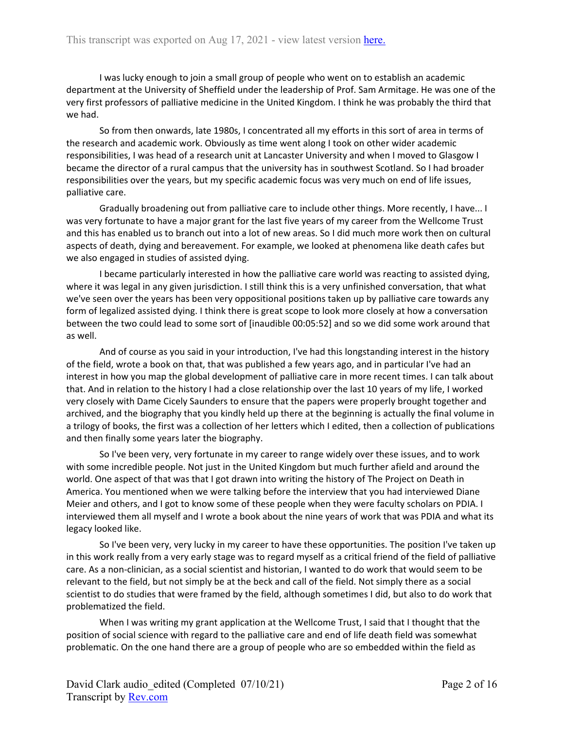I was lucky enough to join a small group of people who went on to establish an academic department at the University of Sheffield under the leadership of Prof. Sam Armitage. He was one of the very first professors of palliative medicine in the United Kingdom. I think he was probably the third that we had.

So from then onwards, late 1980s, I concentrated all my efforts in this sort of area in terms of the research and academic work. Obviously as time went along I took on other wider academic responsibilities, I was head of a research unit at Lancaster University and when I moved to Glasgow I became the director of a rural campus that the university has in southwest Scotland. So I had broader responsibilities over the years, but my specific academic focus was very much on end of life issues, palliative care.

Gradually broadening out from palliative care to include other things. More recently, I have... I was very fortunate to have a major grant for the last five years of my career from the Wellcome Trust and this has enabled us to branch out into a lot of new areas. So I did much more work then on cultural aspects of death, dying and bereavement. For example, we looked at phenomena like death cafes but we also engaged in studies of assisted dying.

I became particularly interested in how the palliative care world was reacting to assisted dying, where it was legal in any given jurisdiction. I still think this is a very unfinished conversation, that what we've seen over the years has been very oppositional positions taken up by palliative care towards any form of legalized assisted dying. I think there is great scope to look more closely at how a conversation between the two could lead to some sort of [inaudible 00:05:52] and so we did some work around that as well.

And of course as you said in your introduction, I've had this longstanding interest in the history of the field, wrote a book on that, that was published a few years ago, and in particular I've had an interest in how you map the global development of palliative care in more recent times. I can talk about that. And in relation to the history I had a close relationship over the last 10 years of my life, I worked very closely with Dame Cicely Saunders to ensure that the papers were properly brought together and archived, and the biography that you kindly held up there at the beginning is actually the final volume in a trilogy of books, the first was a collection of her letters which I edited, then a collection of publications and then finally some years later the biography.

So I've been very, very fortunate in my career to range widely over these issues, and to work with some incredible people. Not just in the United Kingdom but much further afield and around the world. One aspect of that was that I got drawn into writing the history of The Project on Death in America. You mentioned when we were talking before the interview that you had interviewed Diane Meier and others, and I got to know some of these people when they were faculty scholars on PDIA. I interviewed them all myself and I wrote a book about the nine years of work that was PDIA and what its legacy looked like.

So I've been very, very lucky in my career to have these opportunities. The position I've taken up in this work really from a very early stage was to regard myself as a critical friend of the field of palliative care. As a non-clinician, as a social scientist and historian, I wanted to do work that would seem to be relevant to the field, but not simply be at the beck and call of the field. Not simply there as a social scientist to do studies that were framed by the field, although sometimes I did, but also to do work that problematized the field.

When I was writing my grant application at the Wellcome Trust, I said that I thought that the position of social science with regard to the palliative care and end of life death field was somewhat problematic. On the one hand there are a group of people who are so embedded within the field as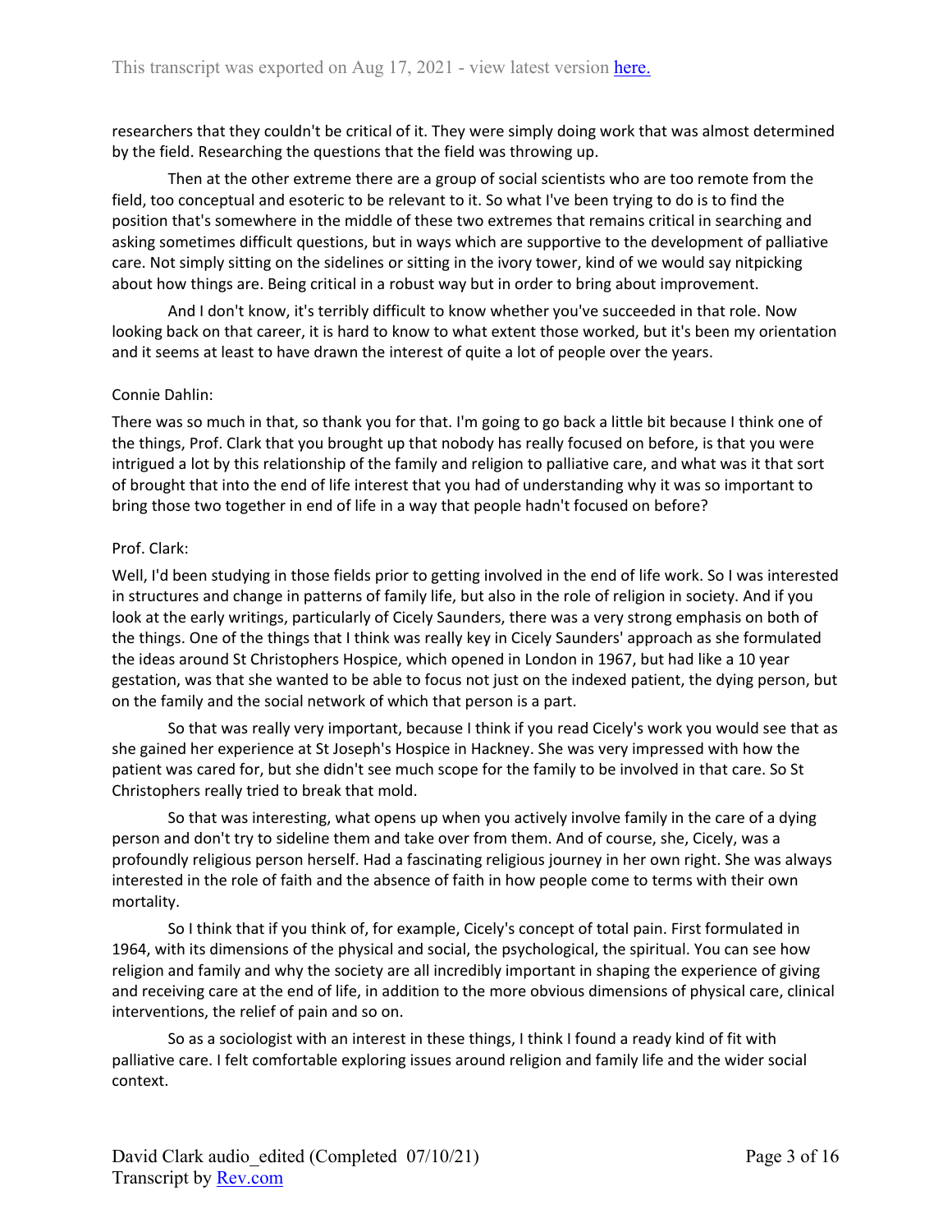researchers that they couldn't be critical of it. They were simply doing work that was almost determined by the field. Researching the questions that the field was throwing up.

Then at the other extreme there are a group of social scientists who are too remote from the field, too conceptual and esoteric to be relevant to it. So what I've been trying to do is to find the position that's somewhere in the middle of these two extremes that remains critical in searching and asking sometimes difficult questions, but in ways which are supportive to the development of palliative care. Not simply sitting on the sidelines or sitting in the ivory tower, kind of we would say nitpicking about how things are. Being critical in a robust way but in order to bring about improvement.

And I don't know, it's terribly difficult to know whether you've succeeded in that role. Now looking back on that career, it is hard to know to what extent those worked, but it's been my orientation and it seems at least to have drawn the interest of quite a lot of people over the years.

Connie Dahlin:

There was so much in that, so thank you for that. I'm going to go back a little bit because I think one of the things, Prof. Clark that you brought up that nobody has really focused on before, is that you were intrigued a lot by this relationship of the family and religion to palliative care, and what was it that sort of brought that into the end of life interest that you had of understanding why it was so important to bring those two together in end of life in a way that people hadn't focused on before?

Prof. Clark:

Well, I'd been studying in those fields prior to getting involved in the end of life work. So I was interested in structures and change in patterns of family life, but also in the role of religion in society. And if you look at the early writings, particularly of Cicely Saunders, there was a very strong emphasis on both of the things. One of the things that I think was really key in Cicely Saunders' approach as she formulated the ideas around St Christophers Hospice, which opened in London in 1967, but had like a 10 year gestation, was that she wanted to be able to focus not just on the indexed patient, the dying person, but on the family and the social network of which that person is a part.

So that was really very important, because I think if you read Cicely's work you would see that as she gained her experience at St Joseph's Hospice in Hackney. She was very impressed with how the patient was cared for, but she didn't see much scope for the family to be involved in that care. So St Christophers really tried to break that mold.

So that was interesting, what opens up when you actively involve family in the care of a dying person and don't try to sideline them and take over from them. And of course, she, Cicely, was a profoundly religious person herself. Had a fascinating religious journey in her own right. She was always interested in the role of faith and the absence of faith in how people come to terms with their own mortality.

So I think that if you think of, for example, Cicely's concept of total pain. First formulated in 1964, with its dimensions of the physical and social, the psychological, the spiritual. You can see how religion and family and why the society are all incredibly important in shaping the experience of giving and receiving care at the end of life, in addition to the more obvious dimensions of physical care, clinical interventions, the relief of pain and so on.

So as a sociologist with an interest in these things, I think I found a ready kind of fit with palliative care. I felt comfortable exploring issues around religion and family life and the wider social context.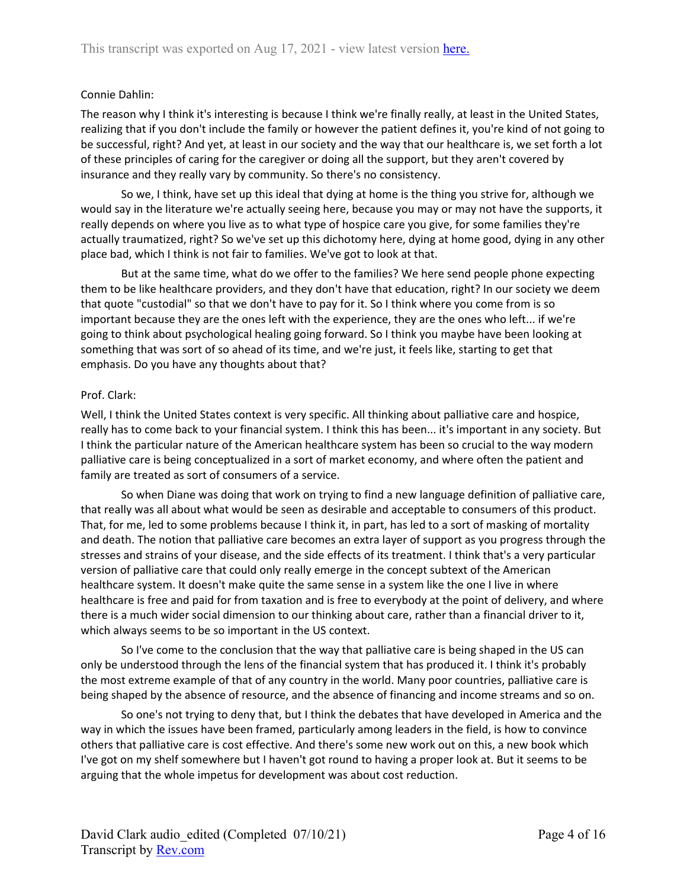Connie Dahlin:

The reason why I think it's interesting is because I think we're finally really, at least in the United States, realizing that if you don't include the family or however the patient defines it, you're kind of not going to be successful, right? And yet, at least in our society and the way that our healthcare is, we set forth a lot of these principles of caring for the caregiver or doing all the support, but they aren't covered by insurance and they really vary by community. So there's no consistency.

So we, I think, have set up this ideal that dying at home is the thing you strive for, although we would say in the literature we're actually seeing here, because you may or may not have the supports, it really depends on where you live as to what type of hospice care you give, for some families they're actually traumatized, right? So we've set up this dichotomy here, dying at home good, dying in any other place bad, which I think is not fair to families. We've got to look at that.

But at the same time, what do we offer to the families? We here send people phone expecting them to be like healthcare providers, and they don't have that education, right? In our society we deem that quote "custodial" so that we don't have to pay for it. So I think where you come from is so important because they are the ones left with the experience, they are the ones who left... if we're going to think about psychological healing going forward. So I think you maybe have been looking at something that was sort of so ahead of its time, and we're just, it feels like, starting to get that emphasis. Do you have any thoughts about that?

Prof. Clark:

Well, I think the United States context is very specific. All thinking about palliative care and hospice, really has to come back to your financial system. I think this has been... it's important in any society. But I think the particular nature of the American healthcare system has been so crucial to the way modern palliative care is being conceptualized in a sort of market economy, and where often the patient and family are treated as sort of consumers of a service.

So when Diane was doing that work on trying to find a new language definition of palliative care, that really was all about what would be seen as desirable and acceptable to consumers of this product. That, for me, led to some problems because I think it, in part, has led to a sort of masking of mortality and death. The notion that palliative care becomes an extra layer of support as you progress through the stresses and strains of your disease, and the side effects of its treatment. I think that's a very particular version of palliative care that could only really emerge in the concept subtext of the American healthcare system. It doesn't make quite the same sense in a system like the one I live in where healthcare is free and paid for from taxation and is free to everybody at the point of delivery, and where there is a much wider social dimension to our thinking about care, rather than a financial driver to it, which always seems to be so important in the US context.

So I've come to the conclusion that the way that palliative care is being shaped in the US can only be understood through the lens of the financial system that has produced it. I think it's probably the most extreme example of that of any country in the world. Many poor countries, palliative care is being shaped by the absence of resource, and the absence of financing and income streams and so on.

So one's not trying to deny that, but I think the debates that have developed in America and the way in which the issues have been framed, particularly among leaders in the field, is how to convince others that palliative care is cost effective. And there's some new work out on this, a new book which I've got on my shelf somewhere but I haven't got round to having a proper look at. But it seems to be arguing that the whole impetus for development was about cost reduction.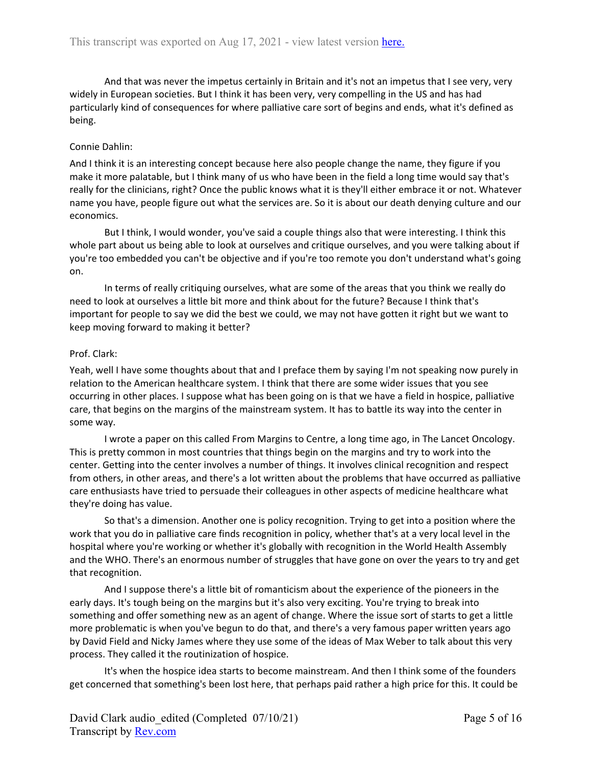And that was never the impetus certainly in Britain and it's not an impetus that I see very, very widely in European societies. But I think it has been very, very compelling in the US and has had particularly kind of consequences for where palliative care sort of begins and ends, what it's defined as being.

Connie Dahlin:

And I think it is an interesting concept because here also people change the name, they figure if you make it more palatable, but I think many of us who have been in the field a long time would say that's really for the clinicians, right? Once the public knows what it is they'll either embrace it or not. Whatever name you have, people figure out what the services are. So it is about our death denying culture and our economics.

But I think, I would wonder, you've said a couple things also that were interesting. I think this whole part about us being able to look at ourselves and critique ourselves, and you were talking about if you're too embedded you can't be objective and if you're too remote you don't understand what's going on.

In terms of really critiquing ourselves, what are some of the areas that you think we really do need to look at ourselves a little bit more and think about for the future? Because I think that's important for people to say we did the best we could, we may not have gotten it right but we want to keep moving forward to making it better?

Prof. Clark:

Yeah, well I have some thoughts about that and I preface them by saying I'm not speaking now purely in relation to the American healthcare system. I think that there are some wider issues that you see occurring in other places. I suppose what has been going on is that we have a field in hospice, palliative care, that begins on the margins of the mainstream system. It has to battle its way into the center in some way.

I wrote a paper on this called From Margins to Centre, a long time ago, in The Lancet Oncology. This is pretty common in most countries that things begin on the margins and try to work into the center. Getting into the center involves a number of things. It involves clinical recognition and respect from others, in other areas, and there's a lot written about the problems that have occurred as palliative care enthusiasts have tried to persuade their colleagues in other aspects of medicine healthcare what they're doing has value.

So that's a dimension. Another one is policy recognition. Trying to get into a position where the work that you do in palliative care finds recognition in policy, whether that's at a very local level in the hospital where you're working or whether it's globally with recognition in the World Health Assembly and the WHO. There's an enormous number of struggles that have gone on over the years to try and get that recognition.

And I suppose there's a little bit of romanticism about the experience of the pioneers in the early days. It's tough being on the margins but it's also very exciting. You're trying to break into something and offer something new as an agent of change. Where the issue sort of starts to get a little more problematic is when you've begun to do that, and there's a very famous paper written years ago by David Field and Nicky James where they use some of the ideas of Max Weber to talk about this very process. They called it the routinization of hospice.

It's when the hospice idea starts to become mainstream. And then I think some of the founders get concerned that something's been lost here, that perhaps paid rather a high price for this. It could be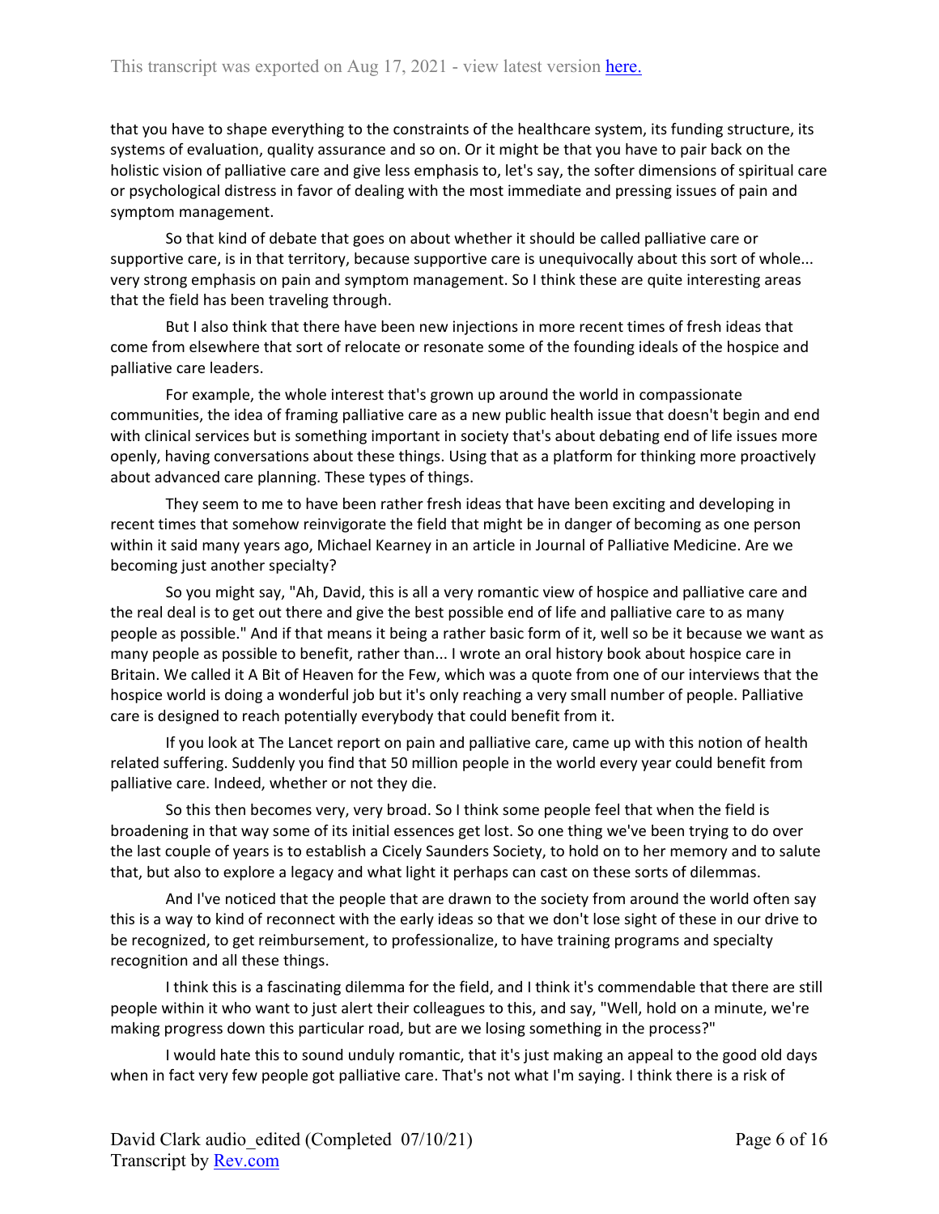that you have to shape everything to the constraints of the healthcare system, its funding structure, its systems of evaluation, quality assurance and so on. Or it might be that you have to pair back on the holistic vision of palliative care and give less emphasis to, let's say, the softer dimensions of spiritual care or psychological distress in favor of dealing with the most immediate and pressing issues of pain and symptom management.

So that kind of debate that goes on about whether it should be called palliative care or supportive care, is in that territory, because supportive care is unequivocally about this sort of whole... very strong emphasis on pain and symptom management. So I think these are quite interesting areas that the field has been traveling through.

But I also think that there have been new injections in more recent times of fresh ideas that come from elsewhere that sort of relocate or resonate some of the founding ideals of the hospice and palliative care leaders.

For example, the whole interest that's grown up around the world in compassionate communities, the idea of framing palliative care as a new public health issue that doesn't begin and end with clinical services but is something important in society that's about debating end of life issues more openly, having conversations about these things. Using that as a platform for thinking more proactively about advanced care planning. These types of things.

They seem to me to have been rather fresh ideas that have been exciting and developing in recent times that somehow reinvigorate the field that might be in danger of becoming as one person within it said many years ago, Michael Kearney in an article in Journal of Palliative Medicine. Are we becoming just another specialty?

So you might say, "Ah, David, this is all a very romantic view of hospice and palliative care and the real deal is to get out there and give the best possible end of life and palliative care to as many people as possible." And if that means it being a rather basic form of it, well so be it because we want as many people as possible to benefit, rather than... I wrote an oral history book about hospice care in Britain. We called it A Bit of Heaven for the Few, which was a quote from one of our interviews that the hospice world is doing a wonderful job but it's only reaching a very small number of people. Palliative care is designed to reach potentially everybody that could benefit from it.

If you look at The Lancet report on pain and palliative care, came up with this notion of health related suffering. Suddenly you find that 50 million people in the world every year could benefit from palliative care. Indeed, whether or not they die.

So this then becomes very, very broad. So I think some people feel that when the field is broadening in that way some of its initial essences get lost. So one thing we've been trying to do over the last couple of years is to establish a Cicely Saunders Society, to hold on to her memory and to salute that, but also to explore a legacy and what light it perhaps can cast on these sorts of dilemmas.

And I've noticed that the people that are drawn to the society from around the world often say this is a way to kind of reconnect with the early ideas so that we don't lose sight of these in our drive to be recognized, to get reimbursement, to professionalize, to have training programs and specialty recognition and all these things.

I think this is a fascinating dilemma for the field, and I think it's commendable that there are still people within it who want to just alert their colleagues to this, and say, "Well, hold on a minute, we're making progress down this particular road, but are we losing something in the process?"

I would hate this to sound unduly romantic, that it's just making an appeal to the good old days when in fact very few people got palliative care. That's not what I'm saying. I think there is a risk of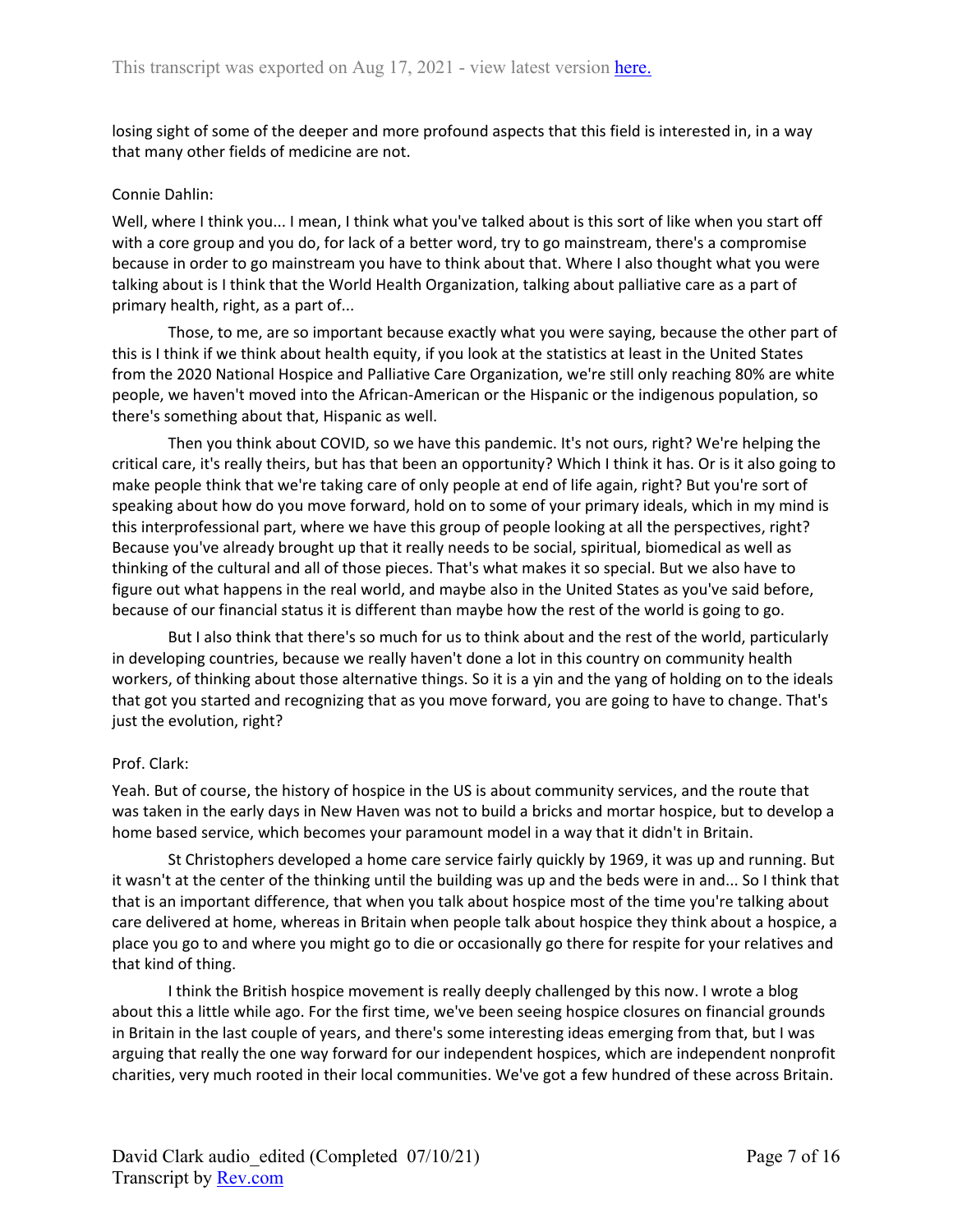losing sight of some of the deeper and more profound aspects that this field is interested in, in a way that many other fields of medicine are not.

Connie Dahlin:

Well, where I think you... I mean, I think what you've talked about is this sort of like when you start off with a core group and you do, for lack of a better word, try to go mainstream, there's a compromise because in order to go mainstream you have to think about that. Where I also thought what you were talking about is I think that the World Health Organization, talking about palliative care as a part of primary health, right, as a part of...

Those, to me, are so important because exactly what you were saying, because the other part of this is I think if we think about health equity, if you look at the statistics at least in the United States from the 2020 National Hospice and Palliative Care Organization, we're still only reaching 80% are white people, we haven't moved into the African-American or the Hispanic or the indigenous population, so there's something about that, Hispanic as well.

Then you think about COVID, so we have this pandemic. It's not ours, right? We're helping the critical care, it's really theirs, but has that been an opportunity? Which I think it has. Or is it also going to make people think that we're taking care of only people at end of life again, right? But you're sort of speaking about how do you move forward, hold on to some of your primary ideals, which in my mind is this interprofessional part, where we have this group of people looking at all the perspectives, right? Because you've already brought up that it really needs to be social, spiritual, biomedical as well as thinking of the cultural and all of those pieces. That's what makes it so special. But we also have to figure out what happens in the real world, and maybe also in the United States as you've said before, because of our financial status it is different than maybe how the rest of the world is going to go.

But I also think that there's so much for us to think about and the rest of the world, particularly in developing countries, because we really haven't done a lot in this country on community health workers, of thinking about those alternative things. So it is a yin and the yang of holding on to the ideals that got you started and recognizing that as you move forward, you are going to have to change. That's just the evolution, right?

Prof. Clark:

Yeah. But of course, the history of hospice in the US is about community services, and the route that was taken in the early days in New Haven was not to build a bricks and mortar hospice, but to develop a home based service, which becomes your paramount model in a way that it didn't in Britain.

St Christophers developed a home care service fairly quickly by 1969, it was up and running. But it wasn't at the center of the thinking until the building was up and the beds were in and... So I think that that is an important difference, that when you talk about hospice most of the time you're talking about care delivered at home, whereas in Britain when people talk about hospice they think about a hospice, a place you go to and where you might go to die or occasionally go there for respite for your relatives and that kind of thing.

I think the British hospice movement is really deeply challenged by this now. I wrote a blog about this a little while ago. For the first time, we've been seeing hospice closures on financial grounds in Britain in the last couple of years, and there's some interesting ideas emerging from that, but I was arguing that really the one way forward for our independent hospices, which are independent nonprofit charities, very much rooted in their local communities. We've got a few hundred of these across Britain.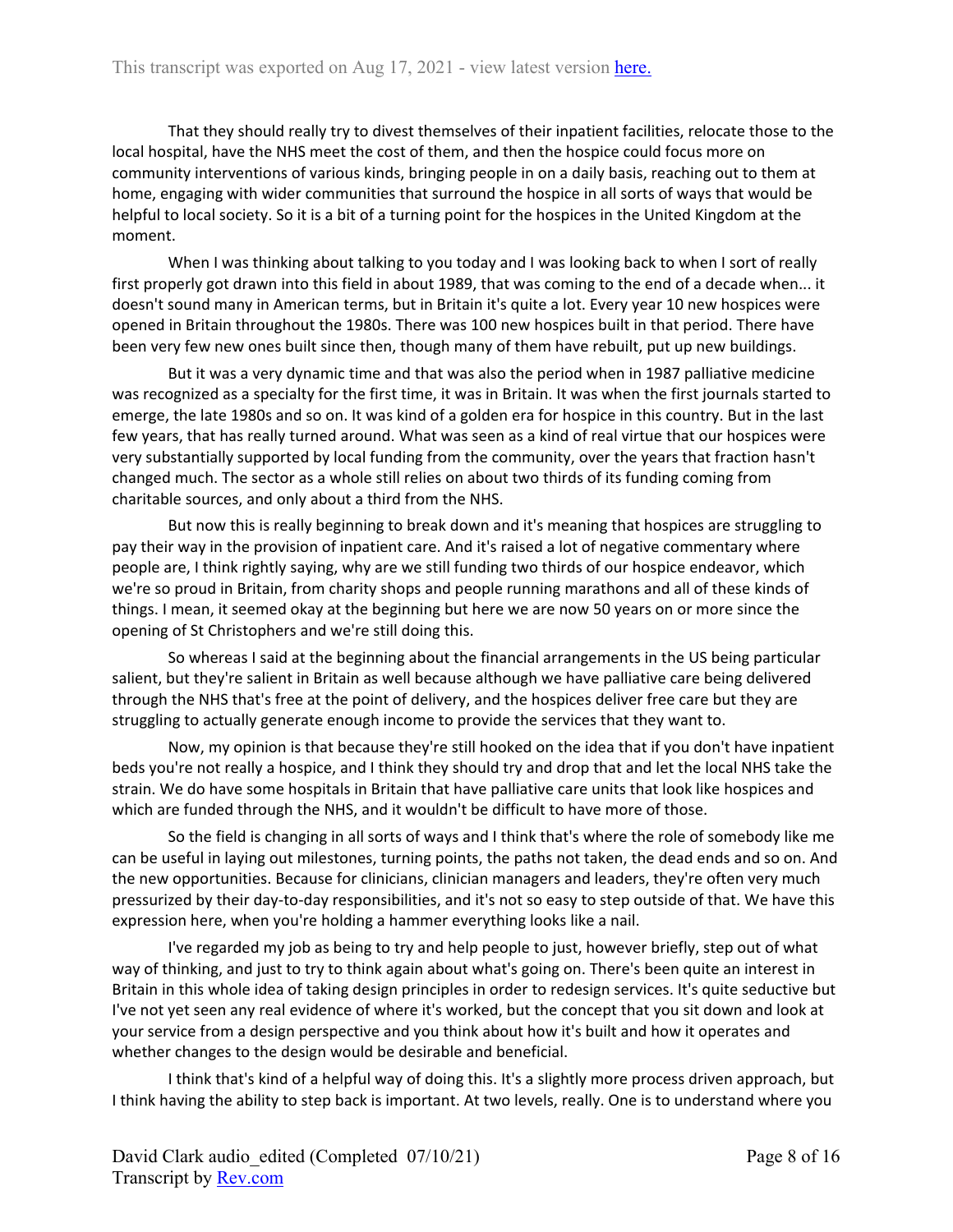That they should really try to divest themselves of their inpatient facilities, relocate those to the local hospital, have the NHS meet the cost of them, and then the hospice could focus more on community interventions of various kinds, bringing people in on a daily basis, reaching out to them at home, engaging with wider communities that surround the hospice in all sorts of ways that would be helpful to local society. So it is a bit of a turning point for the hospices in the United Kingdom at the moment.

When I was thinking about talking to you today and I was looking back to when I sort of really first properly got drawn into this field in about 1989, that was coming to the end of a decade when... it doesn't sound many in American terms, but in Britain it's quite a lot. Every year 10 new hospices were opened in Britain throughout the 1980s. There was 100 new hospices built in that period. There have been very few new ones built since then, though many of them have rebuilt, put up new buildings.

But it was a very dynamic time and that was also the period when in 1987 palliative medicine was recognized as a specialty for the first time, it was in Britain. It was when the first journals started to emerge, the late 1980s and so on. It was kind of a golden era for hospice in this country. But in the last few years, that has really turned around. What was seen as a kind of real virtue that our hospices were very substantially supported by local funding from the community, over the years that fraction hasn't changed much. The sector as a whole still relies on about two thirds of its funding coming from charitable sources, and only about a third from the NHS.

But now this is really beginning to break down and it's meaning that hospices are struggling to pay their way in the provision of inpatient care. And it's raised a lot of negative commentary where people are, I think rightly saying, why are we still funding two thirds of our hospice endeavor, which we're so proud in Britain, from charity shops and people running marathons and all of these kinds of things. I mean, it seemed okay at the beginning but here we are now 50 years on or more since the opening of St Christophers and we're still doing this.

So whereas I said at the beginning about the financial arrangements in the US being particular salient, but they're salient in Britain as well because although we have palliative care being delivered through the NHS that's free at the point of delivery, and the hospices deliver free care but they are struggling to actually generate enough income to provide the services that they want to.

Now, my opinion is that because they're still hooked on the idea that if you don't have inpatient beds you're not really a hospice, and I think they should try and drop that and let the local NHS take the strain. We do have some hospitals in Britain that have palliative care units that look like hospices and which are funded through the NHS, and it wouldn't be difficult to have more of those.

So the field is changing in all sorts of ways and I think that's where the role of somebody like me can be useful in laying out milestones, turning points, the paths not taken, the dead ends and so on. And the new opportunities. Because for clinicians, clinician managers and leaders, they're often very much pressurized by their day-to-day responsibilities, and it's not so easy to step outside of that. We have this expression here, when you're holding a hammer everything looks like a nail.

I've regarded my job as being to try and help people to just, however briefly, step out of what way of thinking, and just to try to think again about what's going on. There's been quite an interest in Britain in this whole idea of taking design principles in order to redesign services. It's quite seductive but I've not yet seen any real evidence of where it's worked, but the concept that you sit down and look at your service from a design perspective and you think about how it's built and how it operates and whether changes to the design would be desirable and beneficial.

I think that's kind of a helpful way of doing this. It's a slightly more process driven approach, but I think having the ability to step back is important. At two levels, really. One is to understand where you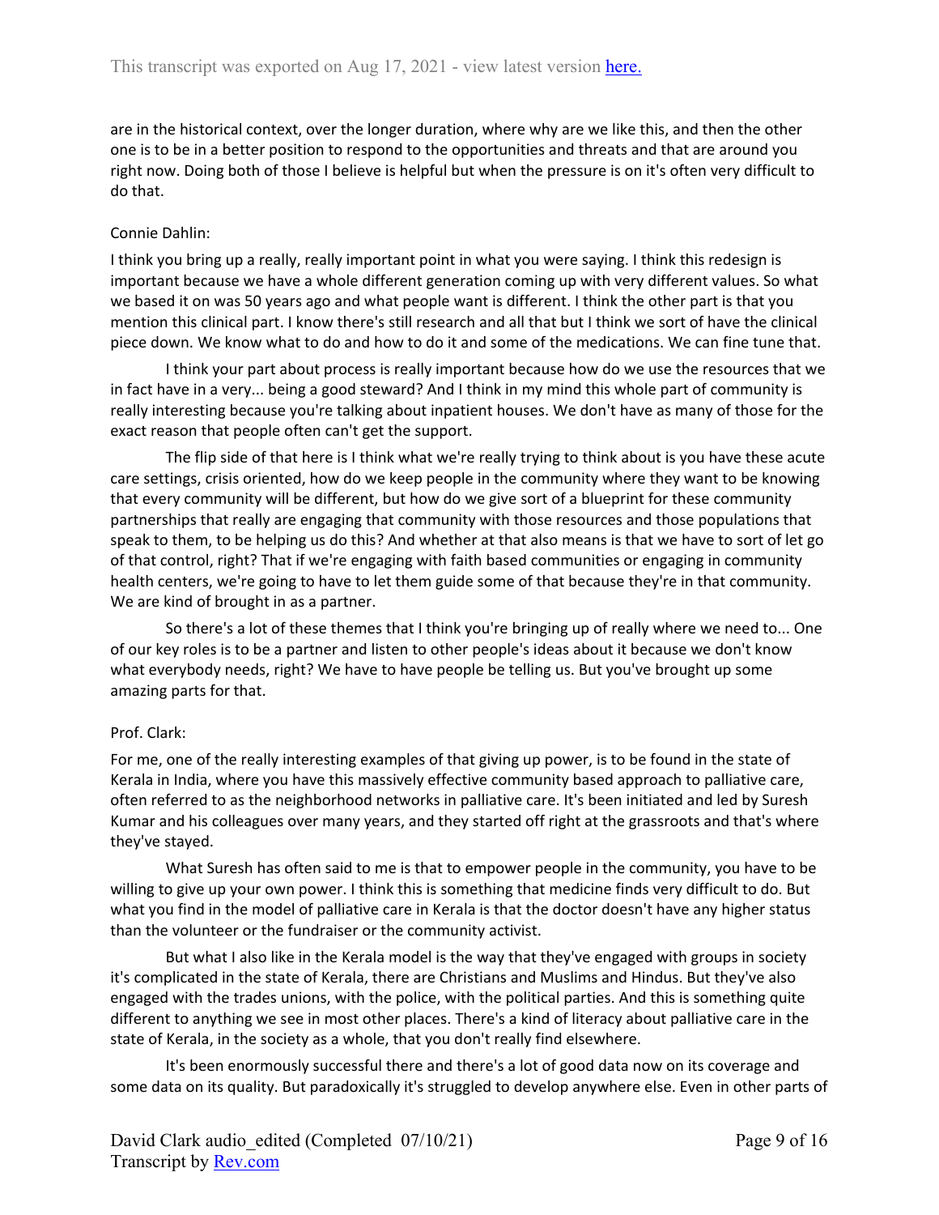are in the historical context, over the longer duration, where why are we like this, and then the other one is to be in a better position to respond to the opportunities and threats and that are around you right now. Doing both of those I believe is helpful but when the pressure is on it's often very difficult to do that.

Connie Dahlin:

I think you bring up a really, really important point in what you were saying. I think this redesign is important because we have a whole different generation coming up with very different values. So what we based it on was 50 years ago and what people want is different. I think the other part is that you mention this clinical part. I know there's still research and all that but I think we sort of have the clinical piece down. We know what to do and how to do it and some of the medications. We can fine tune that.

I think your part about process is really important because how do we use the resources that we in fact have in a very... being a good steward? And I think in my mind this whole part of community is really interesting because you're talking about inpatient houses. We don't have as many of those for the exact reason that people often can't get the support.

The flip side of that here is I think what we're really trying to think about is you have these acute care settings, crisis oriented, how do we keep people in the community where they want to be knowing that every community will be different, but how do we give sort of a blueprint for these community partnerships that really are engaging that community with those resources and those populations that speak to them, to be helping us do this? And whether at that also means is that we have to sort of let go of that control, right? That if we're engaging with faith based communities or engaging in community health centers, we're going to have to let them guide some of that because they're in that community. We are kind of brought in as a partner.

So there's a lot of these themes that I think you're bringing up of really where we need to... One of our key roles is to be a partner and listen to other people's ideas about it because we don't know what everybody needs, right? We have to have people be telling us. But you've brought up some amazing parts for that.

Prof. Clark:

For me, one of the really interesting examples of that giving up power, is to be found in the state of Kerala in India, where you have this massively effective community based approach to palliative care, often referred to as the neighborhood networks in palliative care. It's been initiated and led by Suresh Kumar and his colleagues over many years, and they started off right at the grassroots and that's where they've stayed.

What Suresh has often said to me is that to empower people in the community, you have to be willing to give up your own power. I think this is something that medicine finds very difficult to do. But what you find in the model of palliative care in Kerala is that the doctor doesn't have any higher status than the volunteer or the fundraiser or the community activist.

But what I also like in the Kerala model is the way that they've engaged with groups in society it's complicated in the state of Kerala, there are Christians and Muslims and Hindus. But they've also engaged with the trades unions, with the police, with the political parties. And this is something quite different to anything we see in most other places. There's a kind of literacy about palliative care in the state of Kerala, in the society as a whole, that you don't really find elsewhere.

It's been enormously successful there and there's a lot of good data now on its coverage and some data on its quality. But paradoxically it's struggled to develop anywhere else. Even in other parts of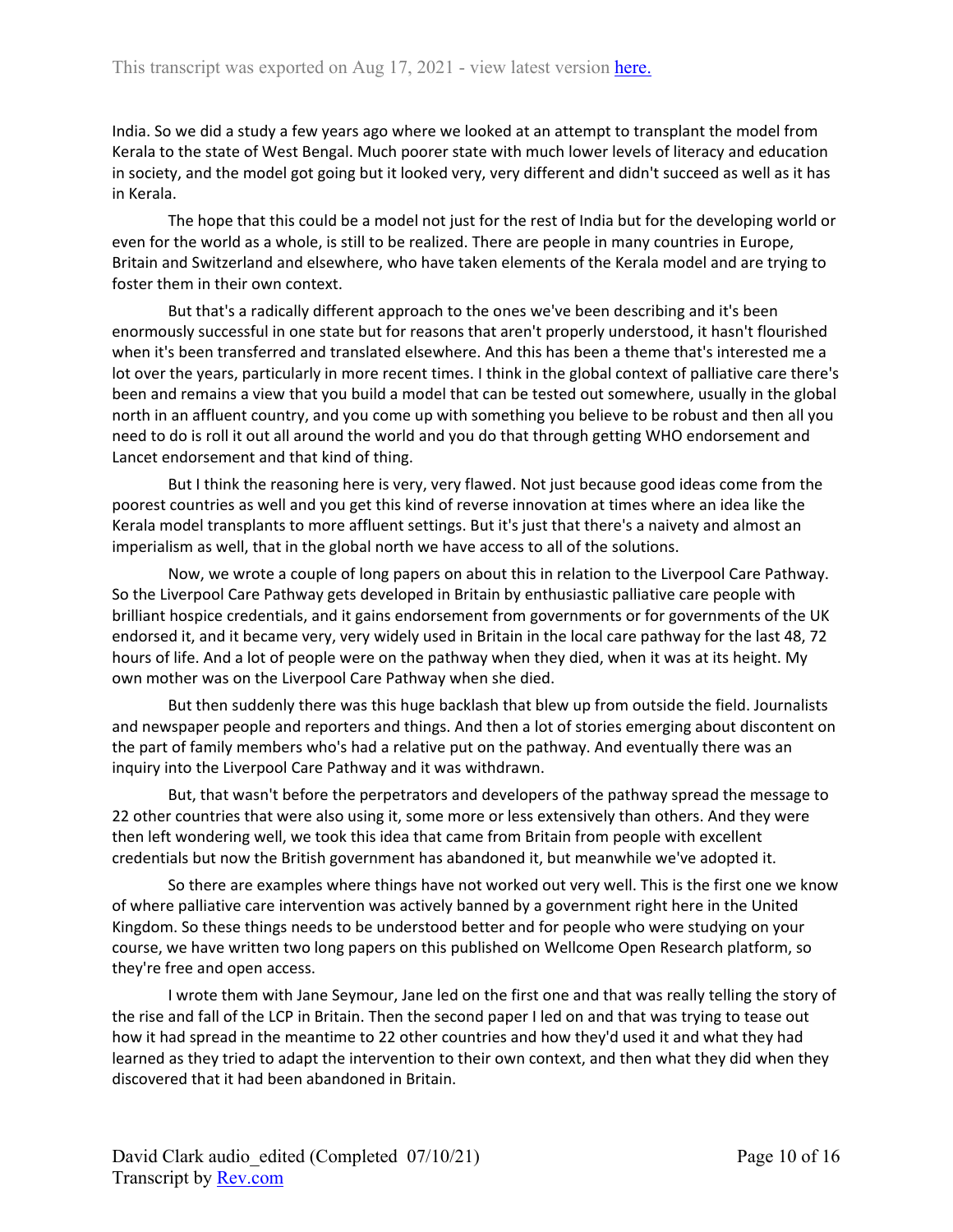India. So we did a study a few years ago where we looked at an attempt to transplant the model from Kerala to the state of West Bengal. Much poorer state with much lower levels of literacy and education in society, and the model got going but it looked very, very different and didn't succeed as well as it has in Kerala.

The hope that this could be a model not just for the rest of India but for the developing world or even for the world as a whole, is still to be realized. There are people in many countries in Europe, Britain and Switzerland and elsewhere, who have taken elements of the Kerala model and are trying to foster them in their own context.

But that's a radically different approach to the ones we've been describing and it's been enormously successful in one state but for reasons that aren't properly understood, it hasn't flourished when it's been transferred and translated elsewhere. And this has been a theme that's interested me a lot over the years, particularly in more recent times. I think in the global context of palliative care there's been and remains a view that you build a model that can be tested out somewhere, usually in the global north in an affluent country, and you come up with something you believe to be robust and then all you need to do is roll it out all around the world and you do that through getting WHO endorsement and Lancet endorsement and that kind of thing.

But I think the reasoning here is very, very flawed. Not just because good ideas come from the poorest countries as well and you get this kind of reverse innovation at times where an idea like the Kerala model transplants to more affluent settings. But it's just that there's a naivety and almost an imperialism as well, that in the global north we have access to all of the solutions.

Now, we wrote a couple of long papers on about this in relation to the Liverpool Care Pathway. So the Liverpool Care Pathway gets developed in Britain by enthusiastic palliative care people with brilliant hospice credentials, and it gains endorsement from governments or for governments of the UK endorsed it, and it became very, very widely used in Britain in the local care pathway for the last 48, 72 hours of life. And a lot of people were on the pathway when they died, when it was at its height. My own mother was on the Liverpool Care Pathway when she died.

But then suddenly there was this huge backlash that blew up from outside the field. Journalists and newspaper people and reporters and things. And then a lot of stories emerging about discontent on the part of family members who's had a relative put on the pathway. And eventually there was an inquiry into the Liverpool Care Pathway and it was withdrawn.

But, that wasn't before the perpetrators and developers of the pathway spread the message to 22 other countries that were also using it, some more or less extensively than others. And they were then left wondering well, we took this idea that came from Britain from people with excellent credentials but now the British government has abandoned it, but meanwhile we've adopted it.

So there are examples where things have not worked out very well. This is the first one we know of where palliative care intervention was actively banned by a government right here in the United Kingdom. So these things needs to be understood better and for people who were studying on your course, we have written two long papers on this published on Wellcome Open Research platform, so they're free and open access.

I wrote them with Jane Seymour, Jane led on the first one and that was really telling the story of the rise and fall of the LCP in Britain. Then the second paper I led on and that was trying to tease out how it had spread in the meantime to 22 other countries and how they'd used it and what they had learned as they tried to adapt the intervention to their own context, and then what they did when they discovered that it had been abandoned in Britain.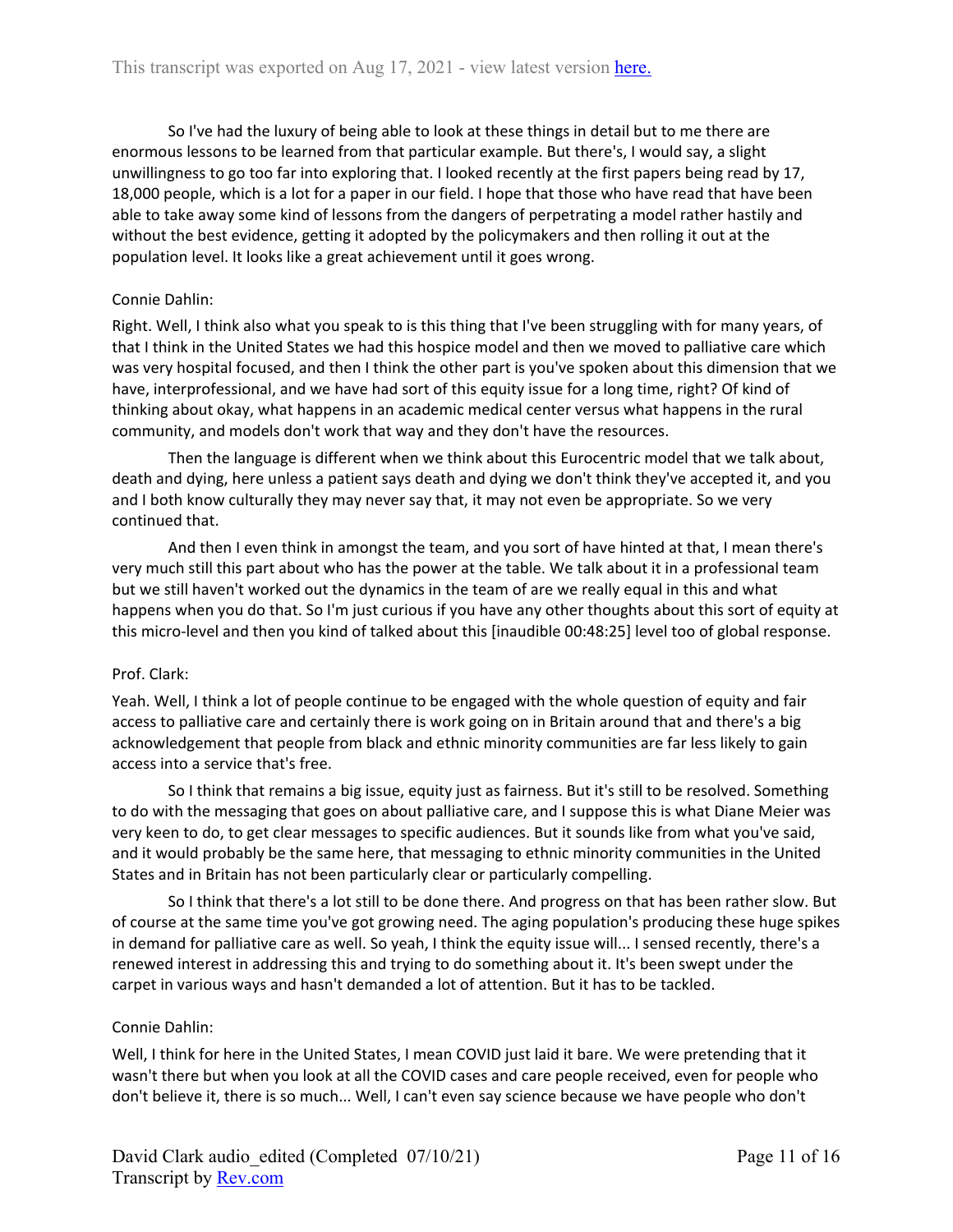So I've had the luxury of being able to look at these things in detail but to me there are enormous lessons to be learned from that particular example. But there's, I would say, a slight unwillingness to go too far into exploring that. I looked recently at the first papers being read by 17, 18,000 people, which is a lot for a paper in our field. I hope that those who have read that have been able to take away some kind of lessons from the dangers of perpetrating a model rather hastily and without the best evidence, getting it adopted by the policymakers and then rolling it out at the population level. It looks like a great achievement until it goes wrong.

Connie Dahlin:

Right. Well, I think also what you speak to is this thing that I've been struggling with for many years, of that I think in the United States we had this hospice model and then we moved to palliative care which was very hospital focused, and then I think the other part is you've spoken about this dimension that we have, interprofessional, and we have had sort of this equity issue for a long time, right? Of kind of thinking about okay, what happens in an academic medical center versus what happens in the rural community, and models don't work that way and they don't have the resources.

Then the language is different when we think about this Eurocentric model that we talk about, death and dying, here unless a patient says death and dying we don't think they've accepted it, and you and I both know culturally they may never say that, it may not even be appropriate. So we very continued that.

And then I even think in amongst the team, and you sort of have hinted at that, I mean there's very much still this part about who has the power at the table. We talk about it in a professional team but we still haven't worked out the dynamics in the team of are we really equal in this and what happens when you do that. So I'm just curious if you have any other thoughts about this sort of equity at this micro-level and then you kind of talked about this [inaudible 00:48:25] level too of global response.

Prof. Clark:

Yeah. Well, I think a lot of people continue to be engaged with the whole question of equity and fair access to palliative care and certainly there is work going on in Britain around that and there's a big acknowledgement that people from black and ethnic minority communities are far less likely to gain access into a service that's free.

So I think that remains a big issue, equity just as fairness. But it's still to be resolved. Something to do with the messaging that goes on about palliative care, and I suppose this is what Diane Meier was very keen to do, to get clear messages to specific audiences. But it sounds like from what you've said, and it would probably be the same here, that messaging to ethnic minority communities in the United States and in Britain has not been particularly clear or particularly compelling.

So I think that there's a lot still to be done there. And progress on that has been rather slow. But of course at the same time you've got growing need. The aging population's producing these huge spikes in demand for palliative care as well. So yeah, I think the equity issue will... I sensed recently, there's a renewed interest in addressing this and trying to do something about it. It's been swept under the carpet in various ways and hasn't demanded a lot of attention. But it has to be tackled.

Connie Dahlin:

Well, I think for here in the United States, I mean COVID just laid it bare. We were pretending that it wasn't there but when you look at all the COVID cases and care people received, even for people who don't believe it, there is so much... Well, I can't even say science because we have people who don't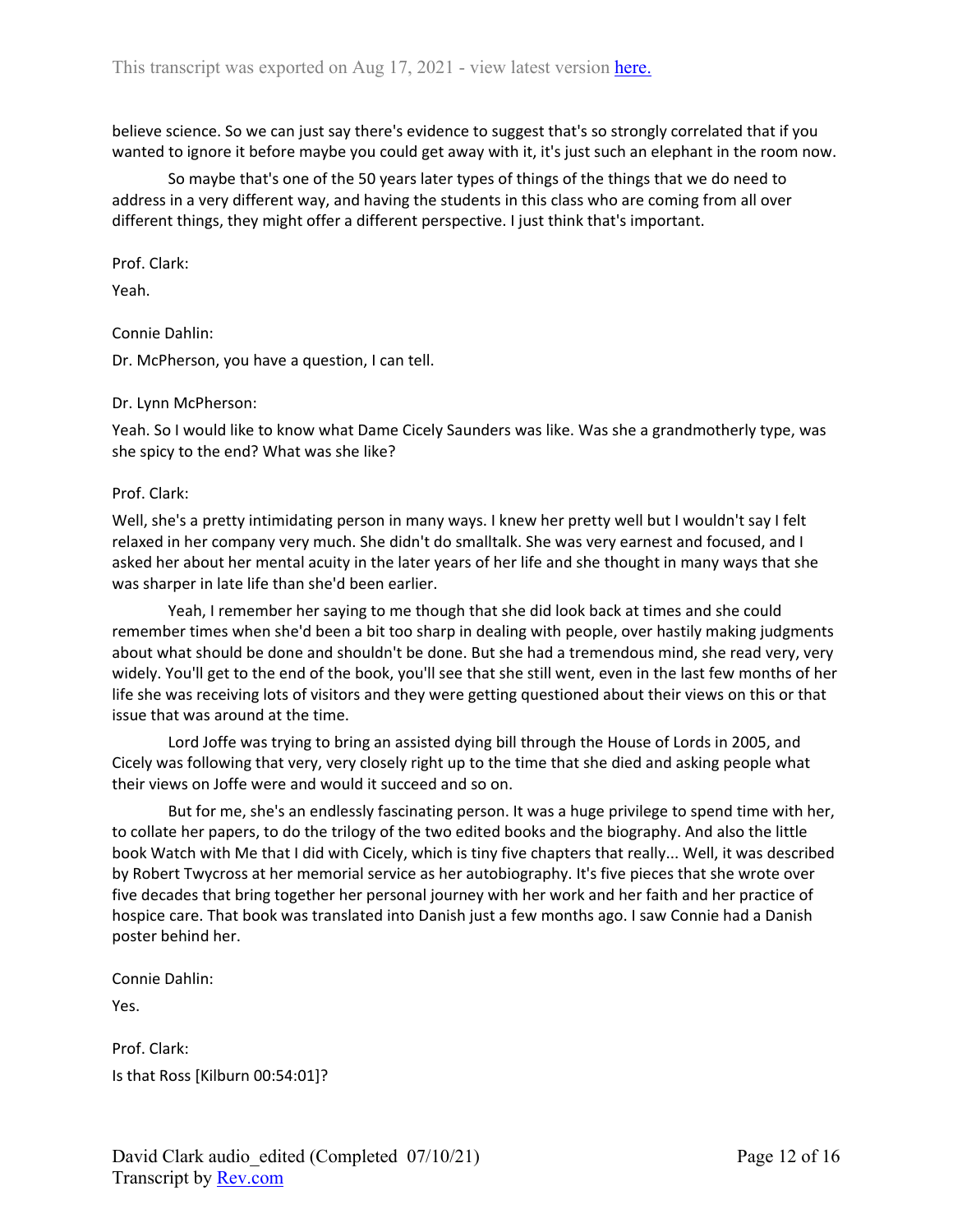believe science. So we can just say there's evidence to suggest that's so strongly correlated that if you wanted to ignore it before maybe you could get away with it, it's just such an elephant in the room now.

So maybe that's one of the 50 years later types of things of the things that we do need to address in a very different way, and having the students in this class who are coming from all over different things, they might offer a different perspective. I just think that's important.

Prof. Clark:

Yeah.

Connie Dahlin:

Dr. McPherson, you have a question, I can tell.

Dr. Lynn McPherson:

Yeah. So I would like to know what Dame Cicely Saunders was like. Was she a grandmotherly type, was she spicy to the end? What was she like?

Prof. Clark:

Well, she's a pretty intimidating person in many ways. I knew her pretty well but I wouldn't say I felt relaxed in her company very much. She didn't do smalltalk. She was very earnest and focused, and I asked her about her mental acuity in the later years of her life and she thought in many ways that she was sharper in late life than she'd been earlier.

Yeah, I remember her saying to me though that she did look back at times and she could remember times when she'd been a bit too sharp in dealing with people, over hastily making judgments about what should be done and shouldn't be done. But she had a tremendous mind, she read very, very widely. You'll get to the end of the book, you'll see that she still went, even in the last few months of her life she was receiving lots of visitors and they were getting questioned about their views on this or that issue that was around at the time.

Lord Joffe was trying to bring an assisted dying bill through the House of Lords in 2005, and Cicely was following that very, very closely right up to the time that she died and asking people what their views on Joffe were and would it succeed and so on.

But for me, she's an endlessly fascinating person. It was a huge privilege to spend time with her, to collate her papers, to do the trilogy of the two edited books and the biography. And also the little book Watch with Me that I did with Cicely, which is tiny five chapters that really... Well, it was described by Robert Twycross at her memorial service as her autobiography. It's five pieces that she wrote over five decades that bring together her personal journey with her work and her faith and her practice of hospice care. That book was translated into Danish just a few months ago. I saw Connie had a Danish poster behind her.

Connie Dahlin:

Yes.

Prof. Clark:

Is that Ross [Kilburn 00:54:01]?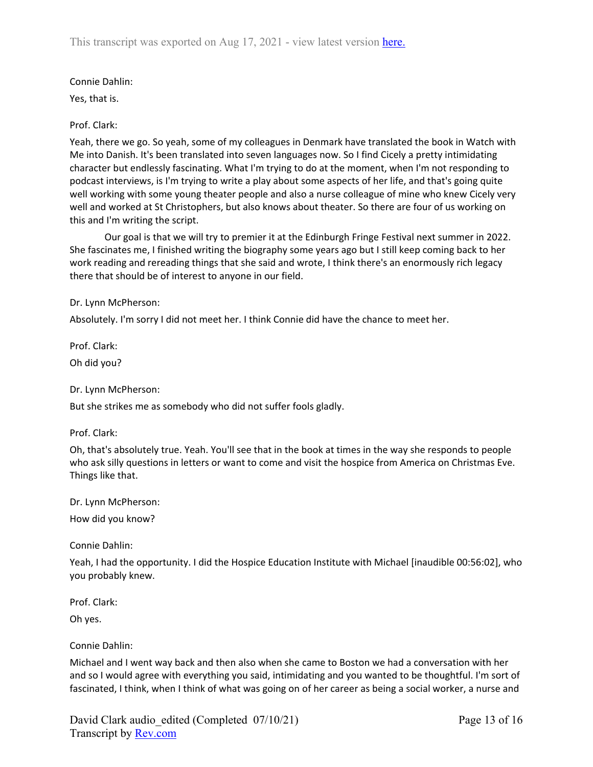Connie Dahlin:

Yes, that is.

Prof. Clark:

Yeah, there we go. So yeah, some of my colleagues in Denmark have translated the book in Watch with Me into Danish. It's been translated into seven languages now. So I find Cicely a pretty intimidating character but endlessly fascinating. What I'm trying to do at the moment, when I'm not responding to podcast interviews, is I'm trying to write a play about some aspects of her life, and that's going quite well working with some young theater people and also a nurse colleague of mine who knew Cicely very well and worked at St Christophers, but also knows about theater. So there are four of us working on this and I'm writing the script.

Our goal is that we will try to premier it at the Edinburgh Fringe Festival next summer in 2022. She fascinates me, I finished writing the biography some years ago but I still keep coming back to her work reading and rereading things that she said and wrote, I think there's an enormously rich legacy there that should be of interest to anyone in our field.

Dr. Lynn McPherson:

Absolutely. I'm sorry I did not meet her. I think Connie did have the chance to meet her.

Prof. Clark:

Oh did you?

Dr. Lynn McPherson:

But she strikes me as somebody who did not suffer fools gladly.

Prof. Clark:

Oh, that's absolutely true. Yeah. You'll see that in the book at times in the way she responds to people who ask silly questions in letters or want to come and visit the hospice from America on Christmas Eve. Things like that.

Dr. Lynn McPherson:

How did you know?

Connie Dahlin:

Yeah, I had the opportunity. I did the Hospice Education Institute with Michael [inaudible 00:56:02], who you probably knew.

Prof. Clark:

Oh yes.

Connie Dahlin:

Michael and I went way back and then also when she came to Boston we had a conversation with her and so I would agree with everything you said, intimidating and you wanted to be thoughtful. I'm sort of fascinated, I think, when I think of what was going on of her career as being a social worker, a nurse and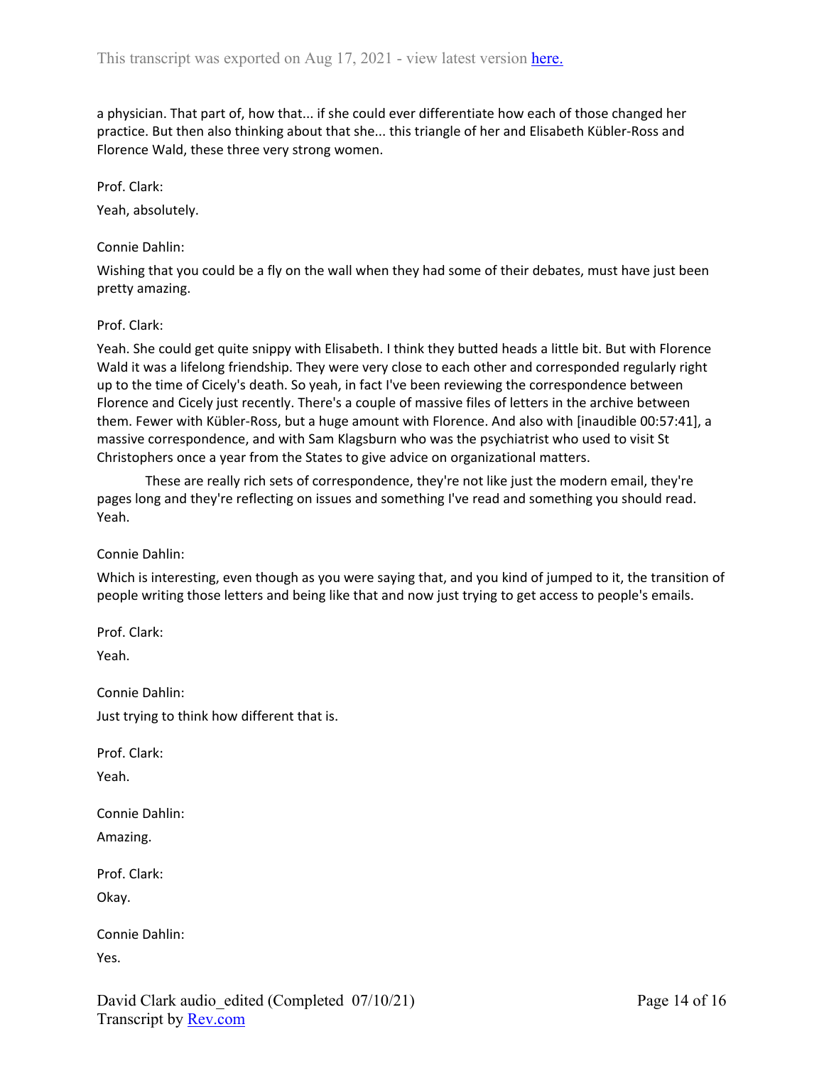a physician. That part of, how that... if she could ever differentiate how each of those changed her practice. But then also thinking about that she... this triangle of her and Elisabeth Kübler-Ross and Florence Wald, these three very strong women.

Prof. Clark:

Yeah, absolutely.

Connie Dahlin:

Wishing that you could be a fly on the wall when they had some of their debates, must have just been pretty amazing.

Prof. Clark:

Yeah. She could get quite snippy with Elisabeth. I think they butted heads a little bit. But with Florence Wald it was a lifelong friendship. They were very close to each other and corresponded regularly right up to the time of Cicely's death. So yeah, in fact I've been reviewing the correspondence between Florence and Cicely just recently. There's a couple of massive files of letters in the archive between them. Fewer with Kübler-Ross, but a huge amount with Florence. And also with [inaudible 00:57:41], a massive correspondence, and with Sam Klagsburn who was the psychiatrist who used to visit St Christophers once a year from the States to give advice on organizational matters.

These are really rich sets of correspondence, they're not like just the modern email, they're pages long and they're reflecting on issues and something I've read and something you should read. Yeah.

Connie Dahlin:

Which is interesting, even though as you were saying that, and you kind of jumped to it, the transition of people writing those letters and being like that and now just trying to get access to people's emails.

Prof. Clark:

Yeah.

Connie Dahlin:

Just trying to think how different that is.

Prof. Clark:

Yeah.

Connie Dahlin:

Amazing.

Prof. Clark:

Okay.

Connie Dahlin:

Yes.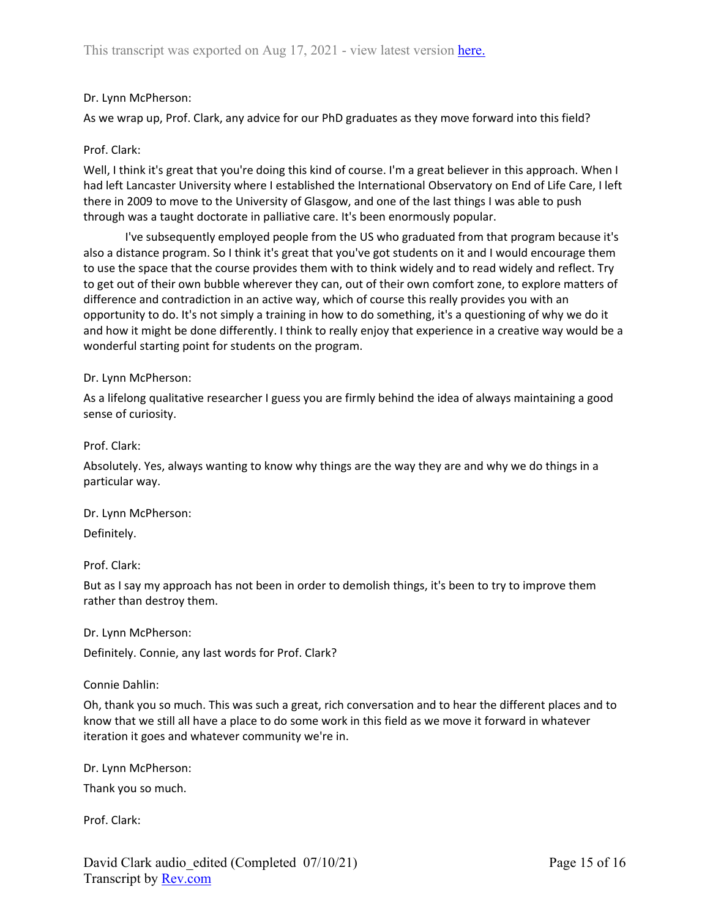Dr. Lynn McPherson:

As we wrap up, Prof. Clark, any advice for our PhD graduates as they move forward into this field?

Prof. Clark:

Well, I think it's great that you're doing this kind of course. I'm a great believer in this approach. When I had left Lancaster University where I established the International Observatory on End of Life Care, I left there in 2009 to move to the University of Glasgow, and one of the last things I was able to push through was a taught doctorate in palliative care. It's been enormously popular.

I've subsequently employed people from the US who graduated from that program because it's also a distance program. So I think it's great that you've got students on it and I would encourage them to use the space that the course provides them with to think widely and to read widely and reflect. Try to get out of their own bubble wherever they can, out of their own comfort zone, to explore matters of difference and contradiction in an active way, which of course this really provides you with an opportunity to do. It's not simply a training in how to do something, it's a questioning of why we do it and how it might be done differently. I think to really enjoy that experience in a creative way would be a wonderful starting point for students on the program.

Dr. Lynn McPherson:

As a lifelong qualitative researcher I guess you are firmly behind the idea of always maintaining a good sense of curiosity.

Prof. Clark:

Absolutely. Yes, always wanting to know why things are the way they are and why we do things in a particular way.

Dr. Lynn McPherson:

Definitely.

Prof. Clark:

But as I say my approach has not been in order to demolish things, it's been to try to improve them rather than destroy them.

Dr. Lynn McPherson:

Definitely. Connie, any last words for Prof. Clark?

Connie Dahlin:

Oh, thank you so much. This was such a great, rich conversation and to hear the different places and to know that we still all have a place to do some work in this field as we move it forward in whatever iteration it goes and whatever community we're in.

Dr. Lynn McPherson:

Thank you so much.

Prof. Clark: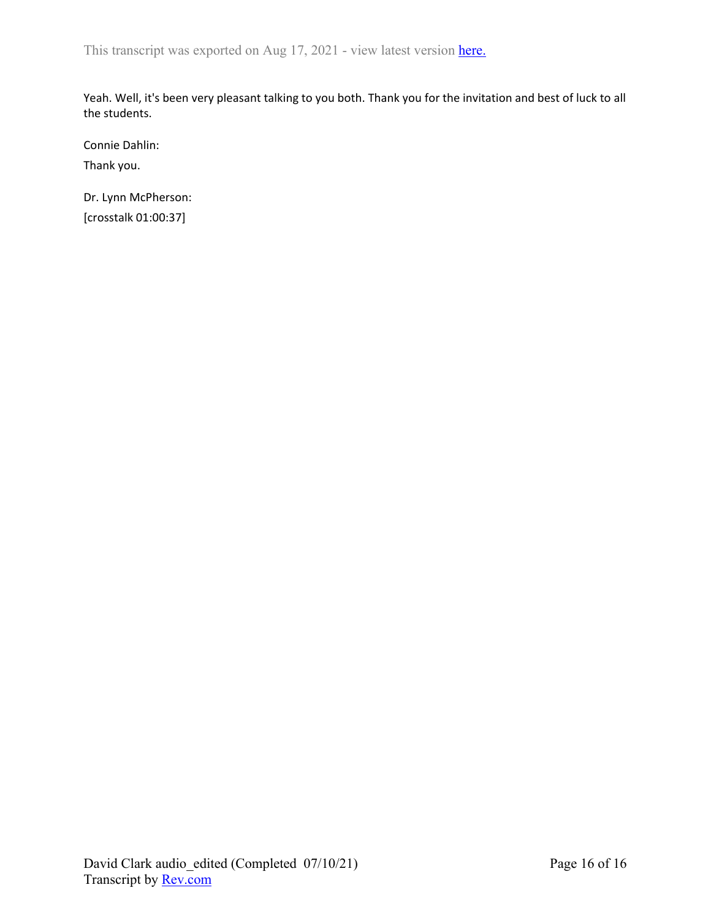Yeah. Well, it's been very pleasant talking to you both. Thank you for the invitation and best of luck to all the students.

Connie Dahlin:

Thank you.

Dr. Lynn McPherson:

[crosstalk 01:00:37]